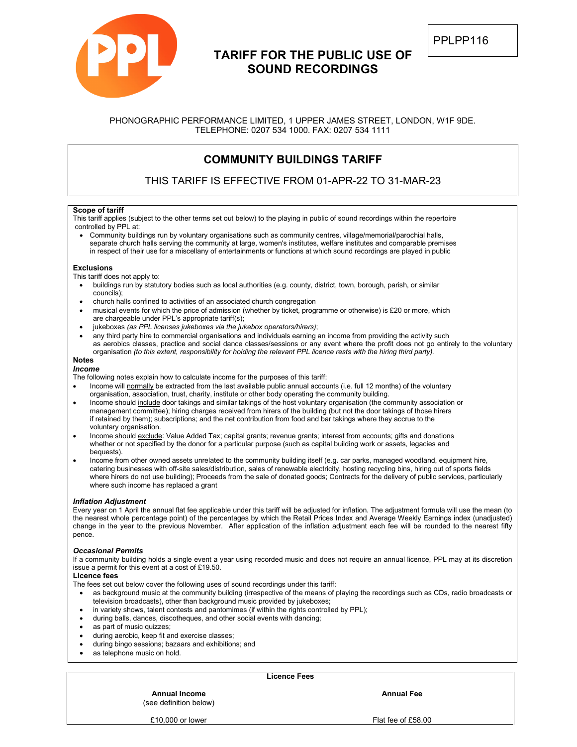PPLPP116

# TARIFF FOR THE PUBLIC USE OF SOUND RECORDINGS

PHONOGRAPHIC PERFORMANCE LIMITED, 1 UPPER JAMES STREET, LONDON, W1F 9DE.
TELEPHONE: 0207 534 1000. FAX: 0207 534 1111

## COMMUNITY BUILDINGS TARIFF

THIS TARIFF IS EFFECTIVE FROM 01-APR-22 TO 31-MAR-23

**Scope of tariff**

This tariff applies (subject to the other terms set out below) to the playing in public of sound recordings within the repertoire controlled by PPL at:

- Community buildings run by voluntary organisations such as community centres, village/memorial/parochial halls, separate church halls serving the community at large, women's institutes, welfare institutes and comparable premises in respect of their use for a miscellany of entertainments or functions at which sound recordings are played in public

**Exclusions**

This tariff does not apply to:

- buildings run by statutory bodies such as local authorities (e.g. county, district, town, borough, parish, or similar councils);
- church halls confined to activities of an associated church congregation
- musical events for which the price of admission (whether by ticket, programme or otherwise) is £20 or more, which are chargeable under PPL's appropriate tariff(s);
- jukeboxes *(as PPL licenses jukeboxes via the jukebox operators/hirers)*;
- any third party hire to commercial organisations and individuals earning an income from providing the activity such as aerobics classes, practice and social dance classes/sessions or any event where the profit does not go entirely to the voluntary organisation *(to this extent, responsibility for holding the relevant PPL licence rests with the hiring third party).*

**Notes**

***Income***

The following notes explain how to calculate income for the purposes of this tariff:

- Income will normally be extracted from the last available public annual accounts (i.e. full 12 months) of the voluntary organisation, association, trust, charity, institute or other body operating the community building.
- Income should include door takings and similar takings of the host voluntary organisation (the community association or management committee); hiring charges received from hirers of the building (but not the door takings of those hirers if retained by them); subscriptions; and the net contribution from food and bar takings where they accrue to the voluntary organisation.
- Income should exclude: Value Added Tax; capital grants; revenue grants; interest from accounts; gifts and donations whether or not specified by the donor for a particular purpose (such as capital building work or assets, legacies and bequests).
- Income from other owned assets unrelated to the community building itself (e.g. car parks, managed woodland, equipment hire, catering businesses with off-site sales/distribution, sales of renewable electricity, hosting recycling bins, hiring out of sports fields where hirers do not use building); Proceeds from the sale of donated goods; Contracts for the delivery of public services, particularly where such income has replaced a grant

***Inflation Adjustment***

Every year on 1 April the annual flat fee applicable under this tariff will be adjusted for inflation. The adjustment formula will use the mean (to the nearest whole percentage point) of the percentages by which the Retail Prices Index and Average Weekly Earnings index (unadjusted) change in the year to the previous November. After application of the inflation adjustment each fee will be rounded to the nearest fifty pence.

***Occasional Permits***

If a community building holds a single event a year using recorded music and does not require an annual licence, PPL may at its discretion issue a permit for this event at a cost of £19.50.

**Licence fees**

The fees set out below cover the following uses of sound recordings under this tariff:

- as background music at the community building (irrespective of the means of playing the recordings such as CDs, radio broadcasts or television broadcasts), other than background music provided by jukeboxes;
- in variety shows, talent contests and pantomimes (if within the rights controlled by PPL);
- during balls, dances, discotheques, and other social events with dancing;
- as part of music quizzes;
- during aerobic, keep fit and exercise classes;
- during bingo sessions; bazaars and exhibitions; and
- as telephone music on hold.

**Licence Fees**

| **Annual Income** (see definition below) | **Annual Fee** |
|---|---|
| £10,000 or lower | Flat fee of £58.00 |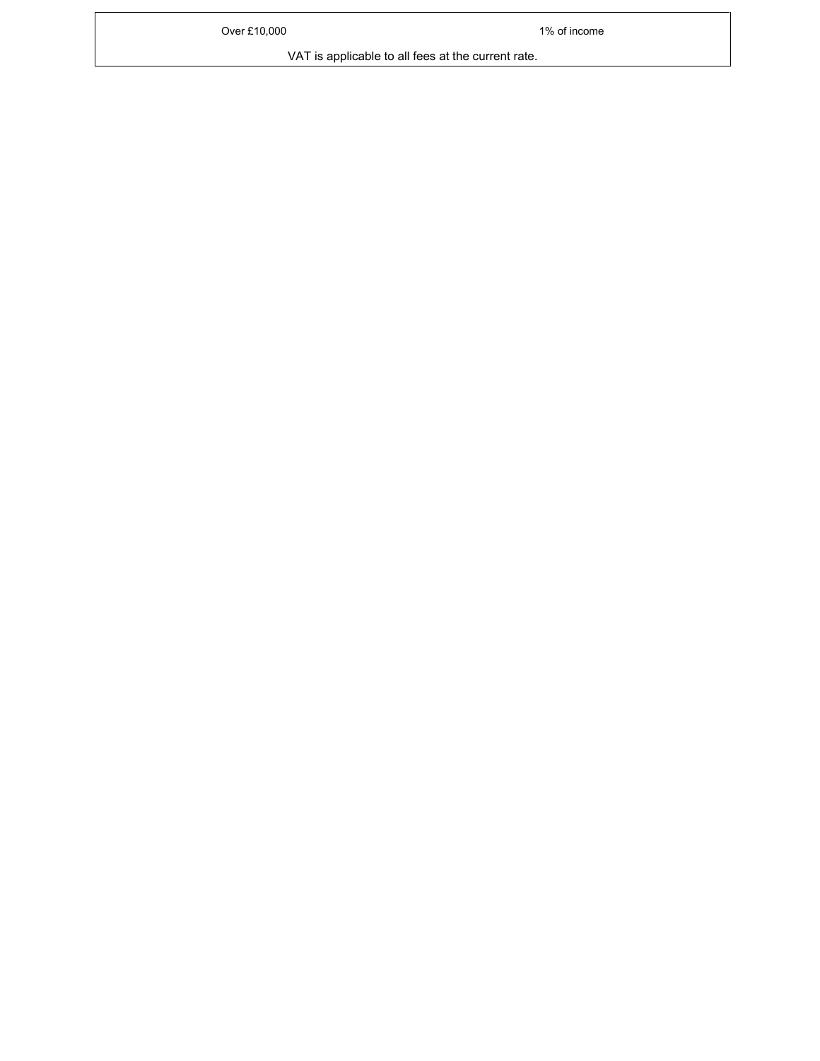| | |
|---|---|
| Over £10,000 | 1% of income |

VAT is applicable to all fees at the current rate.